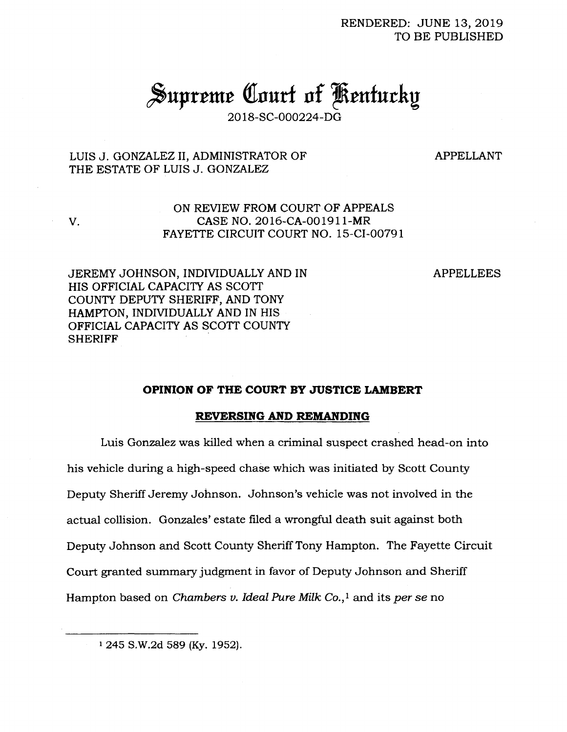RENDERED: JUNE 13, 2019
TO BE PUBLISHED

# Supreme Court of Kentucky

2018-SC-000224-DG

LUIS J. GONZALEZ II, ADMINISTRATOR OF THE ESTATE OF LUIS J. GONZALEZ — APPELLANT

V.

ON REVIEW FROM COURT OF APPEALS
CASE NO. 2016-CA-001911-MR
FAYETTE CIRCUIT COURT NO. 15-CI-00791

JEREMY JOHNSON, INDIVIDUALLY AND IN HIS OFFICIAL CAPACITY AS SCOTT COUNTY DEPUTY SHERIFF, AND TONY HAMPTON, INDIVIDUALLY AND IN HIS OFFICIAL CAPACITY AS SCOTT COUNTY SHERIFF — APPELLEES

**OPINION OF THE COURT BY JUSTICE LAMBERT**

**REVERSING AND REMANDING**

Luis Gonzalez was killed when a criminal suspect crashed head-on into his vehicle during a high-speed chase which was initiated by Scott County Deputy Sheriff Jeremy Johnson. Johnson's vehicle was not involved in the actual collision. Gonzales' estate filed a wrongful death suit against both Deputy Johnson and Scott County Sheriff Tony Hampton. The Fayette Circuit Court granted summary judgment in favor of Deputy Johnson and Sheriff Hampton based on *Chambers v. Ideal Pure Milk Co.*,[1] and its *per se* no

---

[1] 245 S.W.2d 589 (Ky. 1952).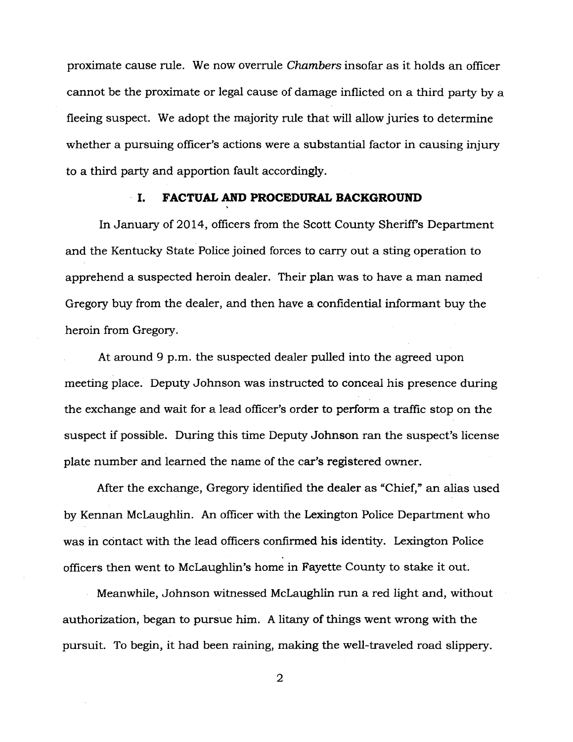proximate cause rule. We now overrule *Chambers* insofar as it holds an officer cannot be the proximate or legal cause of damage inflicted on a third party by a fleeing suspect. We adopt the majority rule that will allow juries to determine whether a pursuing officer's actions were a substantial factor in causing injury to a third party and apportion fault accordingly.

## I. FACTUAL AND PROCEDURAL BACKGROUND

In January of 2014, officers from the Scott County Sheriff's Department and the Kentucky State Police joined forces to carry out a sting operation to apprehend a suspected heroin dealer. Their plan was to have a man named Gregory buy from the dealer, and then have a confidential informant buy the heroin from Gregory.

At around 9 p.m. the suspected dealer pulled into the agreed upon meeting place. Deputy Johnson was instructed to conceal his presence during the exchange and wait for a lead officer's order to perform a traffic stop on the suspect if possible. During this time Deputy Johnson ran the suspect's license plate number and learned the name of the car's registered owner.

After the exchange, Gregory identified the dealer as "Chief," an alias used by Kennan McLaughlin. An officer with the Lexington Police Department who was in contact with the lead officers confirmed his identity. Lexington Police officers then went to McLaughlin's home in Fayette County to stake it out.

Meanwhile, Johnson witnessed McLaughlin run a red light and, without authorization, began to pursue him. A litany of things went wrong with the pursuit. To begin, it had been raining, making the well-traveled road slippery.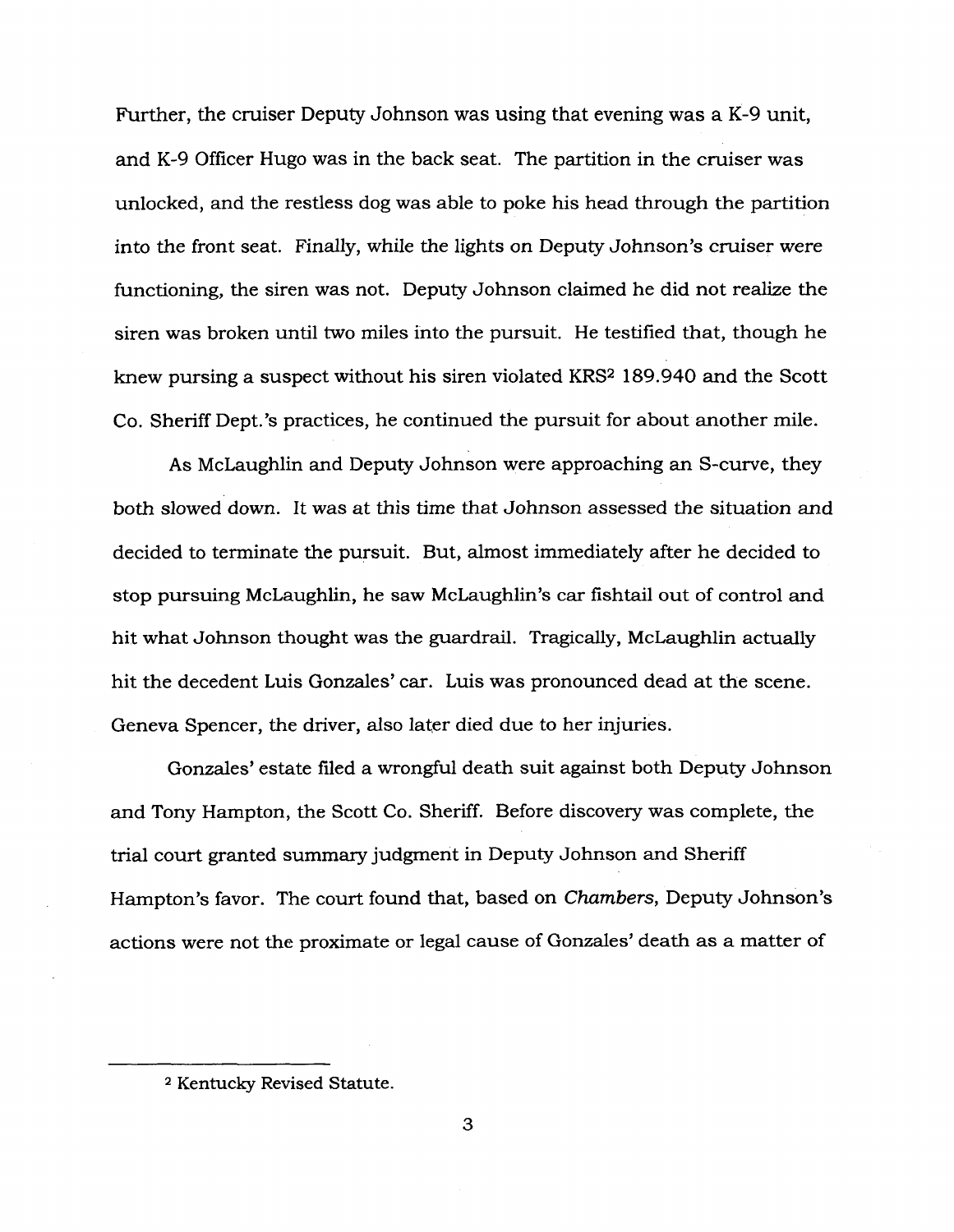Further, the cruiser Deputy Johnson was using that evening was a K-9 unit, and K-9 Officer Hugo was in the back seat. The partition in the cruiser was unlocked, and the restless dog was able to poke his head through the partition into the front seat. Finally, while the lights on Deputy Johnson's cruiser were functioning, the siren was not. Deputy Johnson claimed he did not realize the siren was broken until two miles into the pursuit. He testified that, though he knew pursing a suspect without his siren violated KRS[2] 189.940 and the Scott Co. Sheriff Dept.'s practices, he continued the pursuit for about another mile.

As McLaughlin and Deputy Johnson were approaching an S-curve, they both slowed down. It was at this time that Johnson assessed the situation and decided to terminate the pursuit. But, almost immediately after he decided to stop pursuing McLaughlin, he saw McLaughlin's car fishtail out of control and hit what Johnson thought was the guardrail. Tragically, McLaughlin actually hit the decedent Luis Gonzales' car. Luis was pronounced dead at the scene. Geneva Spencer, the driver, also later died due to her injuries.

Gonzales' estate filed a wrongful death suit against both Deputy Johnson and Tony Hampton, the Scott Co. Sheriff. Before discovery was complete, the trial court granted summary judgment in Deputy Johnson and Sheriff Hampton's favor. The court found that, based on *Chambers*, Deputy Johnson's actions were not the proximate or legal cause of Gonzales' death as a matter of

---

[2] Kentucky Revised Statute.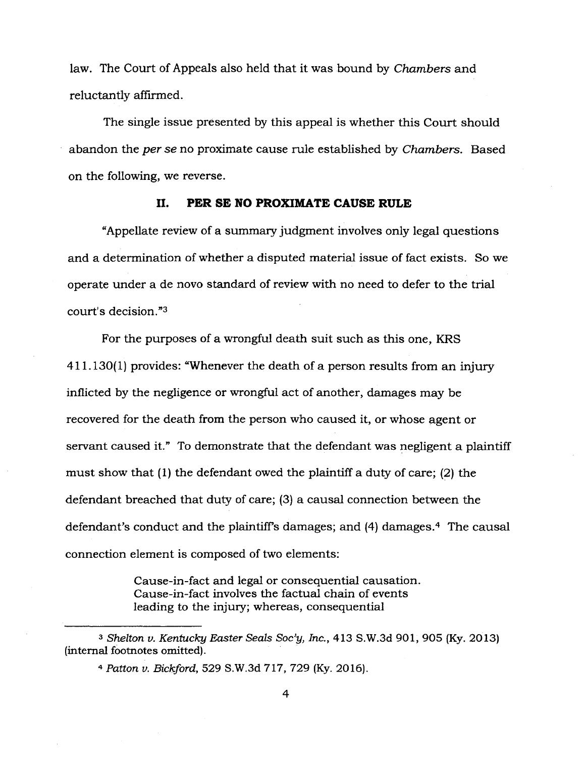law. The Court of Appeals also held that it was bound by *Chambers* and reluctantly affirmed.

The single issue presented by this appeal is whether this Court should abandon the *per se* no proximate cause rule established by *Chambers*. Based on the following, we reverse.

## II. PER SE NO PROXIMATE CAUSE RULE

"Appellate review of a summary judgment involves only legal questions and a determination of whether a disputed material issue of fact exists. So we operate under a de novo standard of review with no need to defer to the trial court's decision."[3]

For the purposes of a wrongful death suit such as this one, KRS 411.130(1) provides: "Whenever the death of a person results from an injury inflicted by the negligence or wrongful act of another, damages may be recovered for the death from the person who caused it, or whose agent or servant caused it." To demonstrate that the defendant was negligent a plaintiff must show that (1) the defendant owed the plaintiff a duty of care; (2) the defendant breached that duty of care; (3) a causal connection between the defendant's conduct and the plaintiff's damages; and (4) damages.[4] The causal connection element is composed of two elements:

> Cause-in-fact and legal or consequential causation. Cause-in-fact involves the factual chain of events leading to the injury; whereas, consequential

---

[3] *Shelton v. Kentucky Easter Seals Soc'y, Inc.*, 413 S.W.3d 901, 905 (Ky. 2013) (internal footnotes omitted).

[4] *Patton v. Bickford*, 529 S.W.3d 717, 729 (Ky. 2016).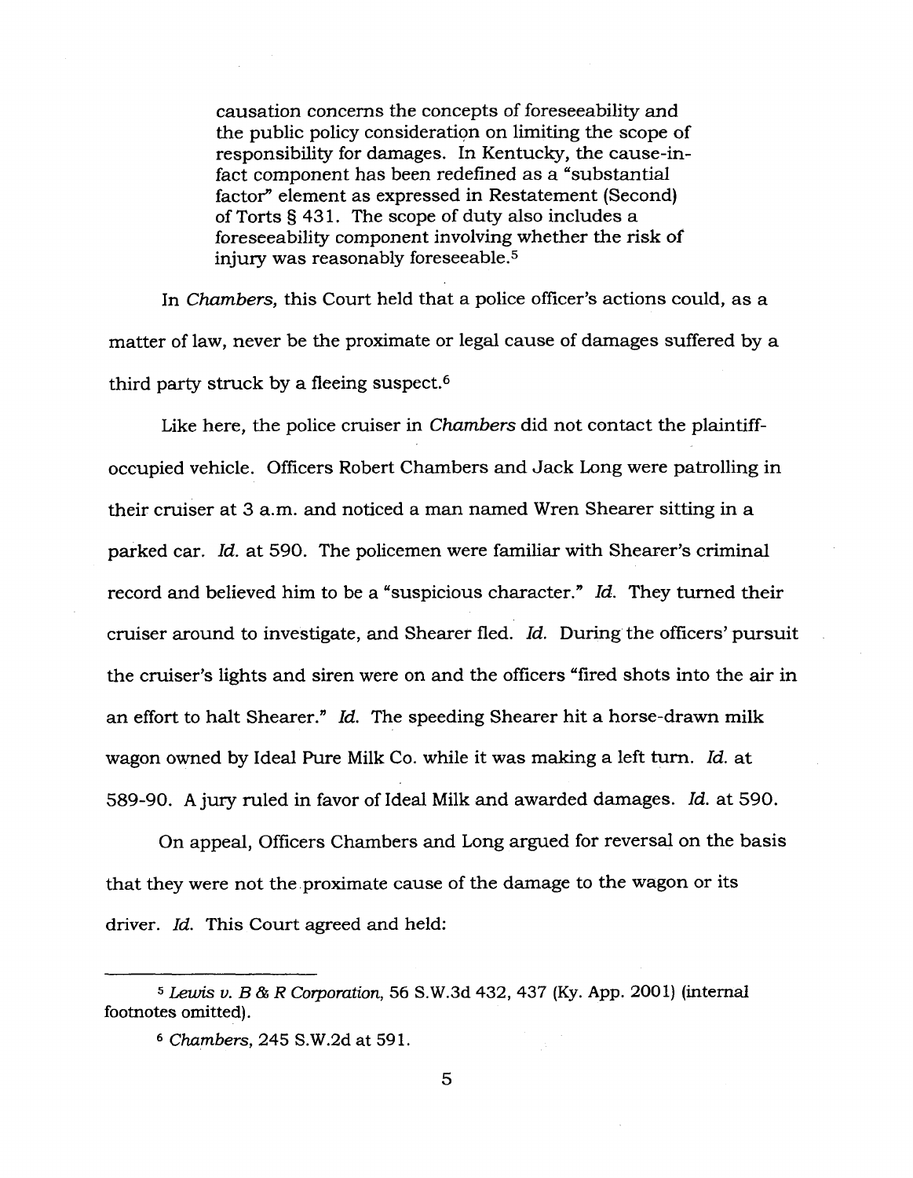> causation concerns the concepts of foreseeability and the public policy consideration on limiting the scope of responsibility for damages. In Kentucky, the cause-in-fact component has been redefined as a "substantial factor" element as expressed in Restatement (Second) of Torts § 431. The scope of duty also includes a foreseeability component involving whether the risk of injury was reasonably foreseeable.[5]

In *Chambers*, this Court held that a police officer's actions could, as a matter of law, never be the proximate or legal cause of damages suffered by a third party struck by a fleeing suspect.[6]

Like here, the police cruiser in *Chambers* did not contact the plaintiff-occupied vehicle. Officers Robert Chambers and Jack Long were patrolling in their cruiser at 3 a.m. and noticed a man named Wren Shearer sitting in a parked car. *Id.* at 590. The policemen were familiar with Shearer's criminal record and believed him to be a "suspicious character." *Id.* They turned their cruiser around to investigate, and Shearer fled. *Id.* During the officers' pursuit the cruiser's lights and siren were on and the officers "fired shots into the air in an effort to halt Shearer." *Id.* The speeding Shearer hit a horse-drawn milk wagon owned by Ideal Pure Milk Co. while it was making a left turn. *Id.* at 589-90. A jury ruled in favor of Ideal Milk and awarded damages. *Id.* at 590.

On appeal, Officers Chambers and Long argued for reversal on the basis that they were not the proximate cause of the damage to the wagon or its driver. *Id.* This Court agreed and held:

---

[5] *Lewis v. B & R Corporation*, 56 S.W.3d 432, 437 (Ky. App. 2001) (internal footnotes omitted).

[6] *Chambers*, 245 S.W.2d at 591.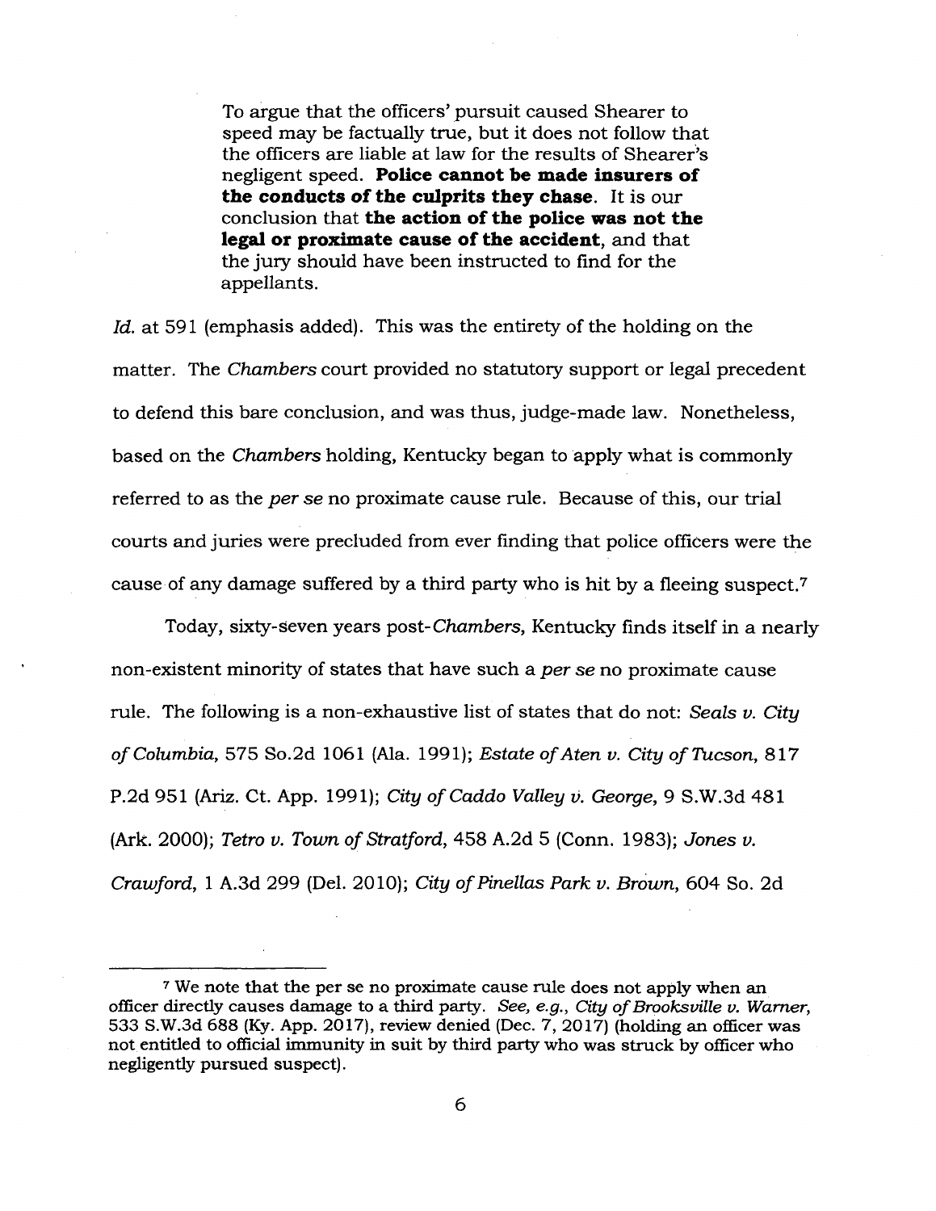> To argue that the officers' pursuit caused Shearer to speed may be factually true, but it does not follow that the officers are liable at law for the results of Shearer's negligent speed. **Police cannot be made insurers of the conducts of the culprits they chase**. It is our conclusion that **the action of the police was not the legal or proximate cause of the accident**, and that the jury should have been instructed to find for the appellants.

*Id.* at 591 (emphasis added). This was the entirety of the holding on the matter. The *Chambers* court provided no statutory support or legal precedent to defend this bare conclusion, and was thus, judge-made law. Nonetheless, based on the *Chambers* holding, Kentucky began to apply what is commonly referred to as the *per se* no proximate cause rule. Because of this, our trial courts and juries were precluded from ever finding that police officers were the cause of any damage suffered by a third party who is hit by a fleeing suspect.[7]

Today, sixty-seven years post-*Chambers*, Kentucky finds itself in a nearly non-existent minority of states that have such a *per se* no proximate cause rule. The following is a non-exhaustive list of states that do not: *Seals v. City of Columbia*, 575 So.2d 1061 (Ala. 1991); *Estate of Aten v. City of Tucson*, 817 P.2d 951 (Ariz. Ct. App. 1991); *City of Caddo Valley v. George*, 9 S.W.3d 481 (Ark. 2000); *Tetro v. Town of Stratford*, 458 A.2d 5 (Conn. 1983); *Jones v. Crawford*, 1 A.3d 299 (Del. 2010); *City of Pinellas Park v. Brown*, 604 So. 2d

[7] We note that the per se no proximate cause rule does not apply when an officer directly causes damage to a third party. *See, e.g., City of Brooksville v. Warner*, 533 S.W.3d 688 (Ky. App. 2017), review denied (Dec. 7, 2017) (holding an officer was not entitled to official immunity in suit by third party who was struck by officer who negligently pursued suspect).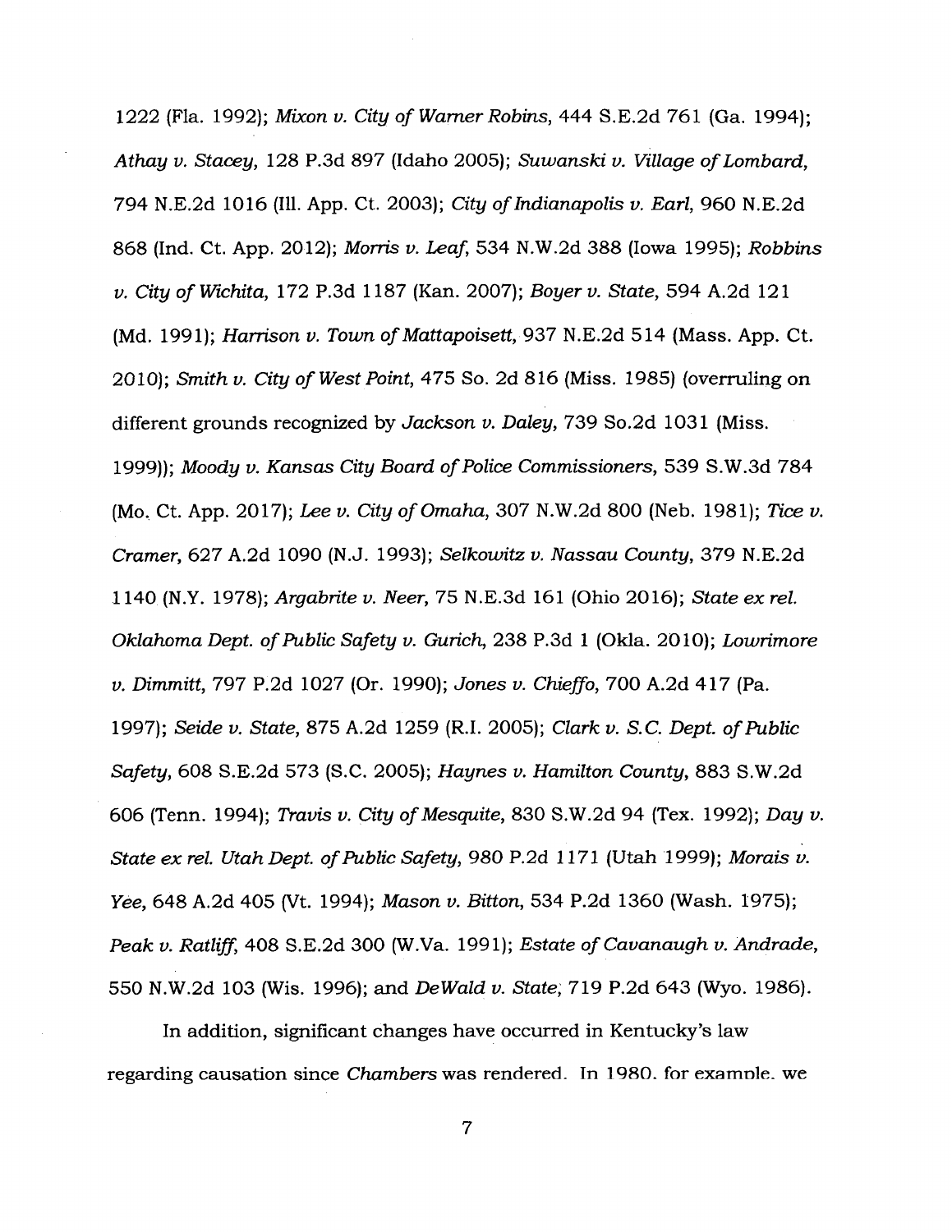1222 (Fla. 1992); *Mixon v. City of Warner Robins*, 444 S.E.2d 761 (Ga. 1994); *Athay v. Stacey*, 128 P.3d 897 (Idaho 2005); *Suwanski v. Village of Lombard*, 794 N.E.2d 1016 (Ill. App. Ct. 2003); *City of Indianapolis v. Earl*, 960 N.E.2d 868 (Ind. Ct. App. 2012); *Morris v. Leaf*, 534 N.W.2d 388 (Iowa 1995); *Robbins v. City of Wichita*, 172 P.3d 1187 (Kan. 2007); *Boyer v. State*, 594 A.2d 121 (Md. 1991); *Harrison v. Town of Mattapoisett*, 937 N.E.2d 514 (Mass. App. Ct. 2010); *Smith v. City of West Point*, 475 So. 2d 816 (Miss. 1985) (overruling on different grounds recognized by *Jackson v. Daley*, 739 So.2d 1031 (Miss. 1999)); *Moody v. Kansas City Board of Police Commissioners*, 539 S.W.3d 784 (Mo. Ct. App. 2017); *Lee v. City of Omaha*, 307 N.W.2d 800 (Neb. 1981); *Tice v. Cramer*, 627 A.2d 1090 (N.J. 1993); *Selkowitz v. Nassau County*, 379 N.E.2d 1140 (N.Y. 1978); *Argabrite v. Neer*, 75 N.E.3d 161 (Ohio 2016); *State ex rel. Oklahoma Dept. of Public Safety v. Gurich*, 238 P.3d 1 (Okla. 2010); *Lowrimore v. Dimmitt*, 797 P.2d 1027 (Or. 1990); *Jones v. Chieffo*, 700 A.2d 417 (Pa. 1997); *Seide v. State*, 875 A.2d 1259 (R.I. 2005); *Clark v. S.C. Dept. of Public Safety*, 608 S.E.2d 573 (S.C. 2005); *Haynes v. Hamilton County*, 883 S.W.2d 606 (Tenn. 1994); *Travis v. City of Mesquite*, 830 S.W.2d 94 (Tex. 1992); *Day v. State ex rel. Utah Dept. of Public Safety*, 980 P.2d 1171 (Utah 1999); *Morais v. Yee*, 648 A.2d 405 (Vt. 1994); *Mason v. Bitton*, 534 P.2d 1360 (Wash. 1975); *Peak v. Ratliff*, 408 S.E.2d 300 (W.Va. 1991); *Estate of Cavanaugh v. Andrade*, 550 N.W.2d 103 (Wis. 1996); and *DeWald v. State*, 719 P.2d 643 (Wyo. 1986).

In addition, significant changes have occurred in Kentucky's law regarding causation since *Chambers* was rendered. In 1980, for example, we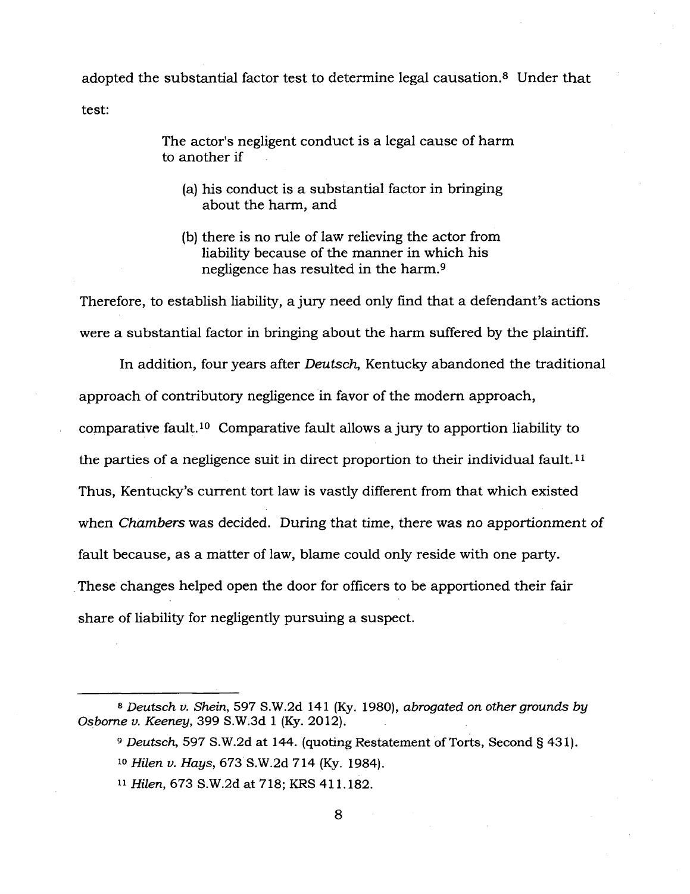adopted the substantial factor test to determine legal causation.[8] Under that test:

> The actor's negligent conduct is a legal cause of harm to another if
>
> (a) his conduct is a substantial factor in bringing about the harm, and
>
> (b) there is no rule of law relieving the actor from liability because of the manner in which his negligence has resulted in the harm.[9]

Therefore, to establish liability, a jury need only find that a defendant's actions were a substantial factor in bringing about the harm suffered by the plaintiff.

In addition, four years after *Deutsch*, Kentucky abandoned the traditional approach of contributory negligence in favor of the modern approach, comparative fault.[10] Comparative fault allows a jury to apportion liability to the parties of a negligence suit in direct proportion to their individual fault.[11] Thus, Kentucky's current tort law is vastly different from that which existed when *Chambers* was decided. During that time, there was no apportionment of fault because, as a matter of law, blame could only reside with one party. These changes helped open the door for officers to be apportioned their fair share of liability for negligently pursuing a suspect.

---

[8] *Deutsch v. Shein*, 597 S.W.2d 141 (Ky. 1980), *abrogated on other grounds by Osborne v. Keeney*, 399 S.W.3d 1 (Ky. 2012).

[9] *Deutsch*, 597 S.W.2d at 144. (quoting Restatement of Torts, Second § 431).

[10] *Hilen v. Hays*, 673 S.W.2d 714 (Ky. 1984).

[11] *Hilen*, 673 S.W.2d at 718; KRS 411.182.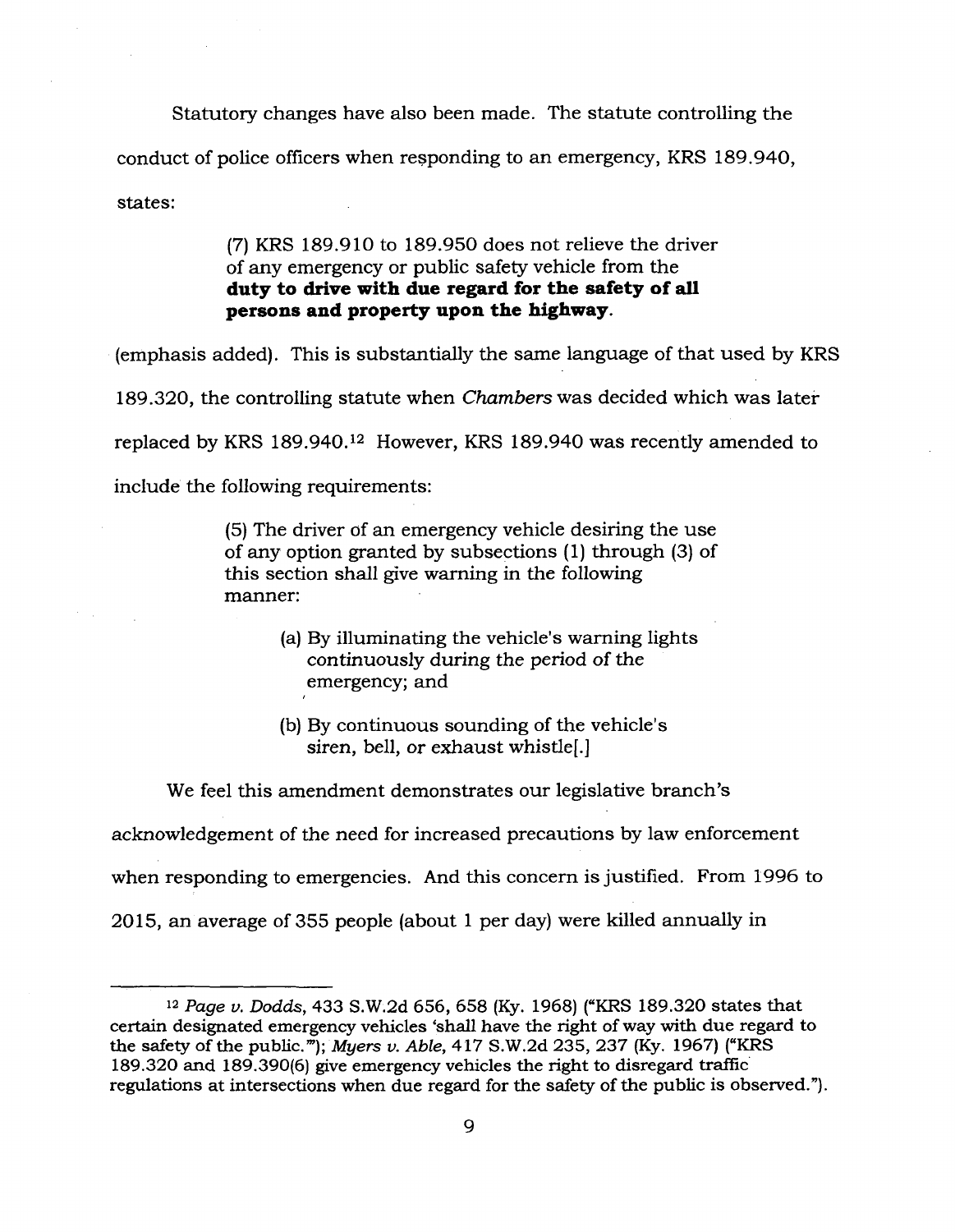Statutory changes have also been made. The statute controlling the conduct of police officers when responding to an emergency, KRS 189.940, states:

> (7) KRS 189.910 to 189.950 does not relieve the driver of any emergency or public safety vehicle from the **duty to drive with due regard for the safety of all persons and property upon the highway**.

(emphasis added). This is substantially the same language of that used by KRS 189.320, the controlling statute when *Chambers* was decided which was later replaced by KRS 189.940.[12] However, KRS 189.940 was recently amended to include the following requirements:

> (5) The driver of an emergency vehicle desiring the use of any option granted by subsections (1) through (3) of this section shall give warning in the following manner:
>
> (a) By illuminating the vehicle's warning lights continuously during the period of the emergency; and
>
> (b) By continuous sounding of the vehicle's siren, bell, or exhaust whistle[.]

We feel this amendment demonstrates our legislative branch's acknowledgement of the need for increased precautions by law enforcement when responding to emergencies. And this concern is justified. From 1996 to 2015, an average of 355 people (about 1 per day) were killed annually in

---

[12] *Page v. Dodds*, 433 S.W.2d 656, 658 (Ky. 1968) ("KRS 189.320 states that certain designated emergency vehicles 'shall have the right of way with due regard to the safety of the public.'"); *Myers v. Able*, 417 S.W.2d 235, 237 (Ky. 1967) ("KRS 189.320 and 189.390(6) give emergency vehicles the right to disregard traffic regulations at intersections when due regard for the safety of the public is observed.").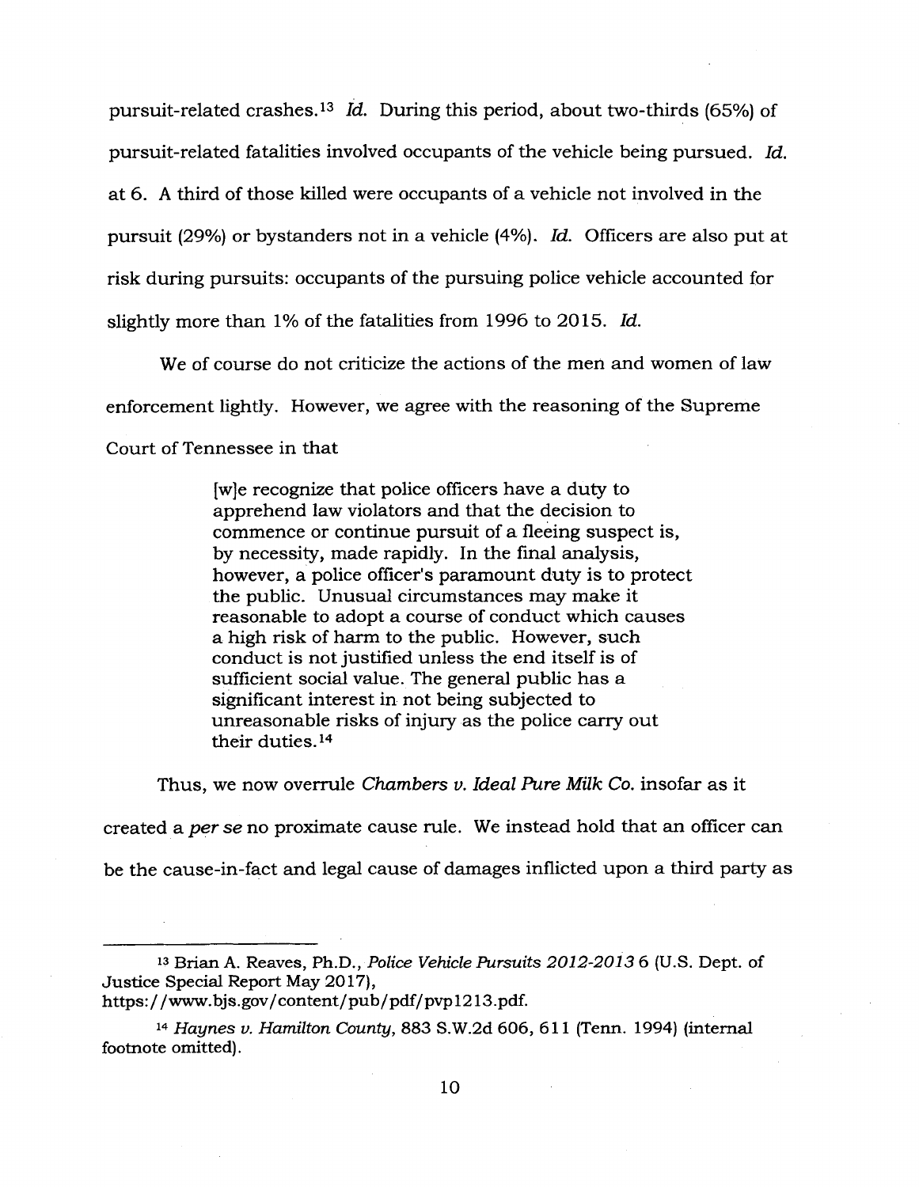pursuit-related crashes.[13] *Id.* During this period, about two-thirds (65%) of pursuit-related fatalities involved occupants of the vehicle being pursued. *Id.* at 6. A third of those killed were occupants of a vehicle not involved in the pursuit (29%) or bystanders not in a vehicle (4%). *Id.* Officers are also put at risk during pursuits: occupants of the pursuing police vehicle accounted for slightly more than 1% of the fatalities from 1996 to 2015. *Id.*

We of course do not criticize the actions of the men and women of law enforcement lightly. However, we agree with the reasoning of the Supreme Court of Tennessee in that

> [w]e recognize that police officers have a duty to apprehend law violators and that the decision to commence or continue pursuit of a fleeing suspect is, by necessity, made rapidly. In the final analysis, however, a police officer's paramount duty is to protect the public. Unusual circumstances may make it reasonable to adopt a course of conduct which causes a high risk of harm to the public. However, such conduct is not justified unless the end itself is of sufficient social value. The general public has a significant interest in not being subjected to unreasonable risks of injury as the police carry out their duties.[14]

Thus, we now overrule *Chambers v. Ideal Pure Milk Co.* insofar as it created a *per se* no proximate cause rule. We instead hold that an officer can be the cause-in-fact and legal cause of damages inflicted upon a third party as

---

[13] Brian A. Reaves, Ph.D., *Police Vehicle Pursuits 2012-2013* 6 (U.S. Dept. of Justice Special Report May 2017), https://www.bjs.gov/content/pub/pdf/pvp1213.pdf.

[14] *Haynes v. Hamilton County*, 883 S.W.2d 606, 611 (Tenn. 1994) (internal footnote omitted).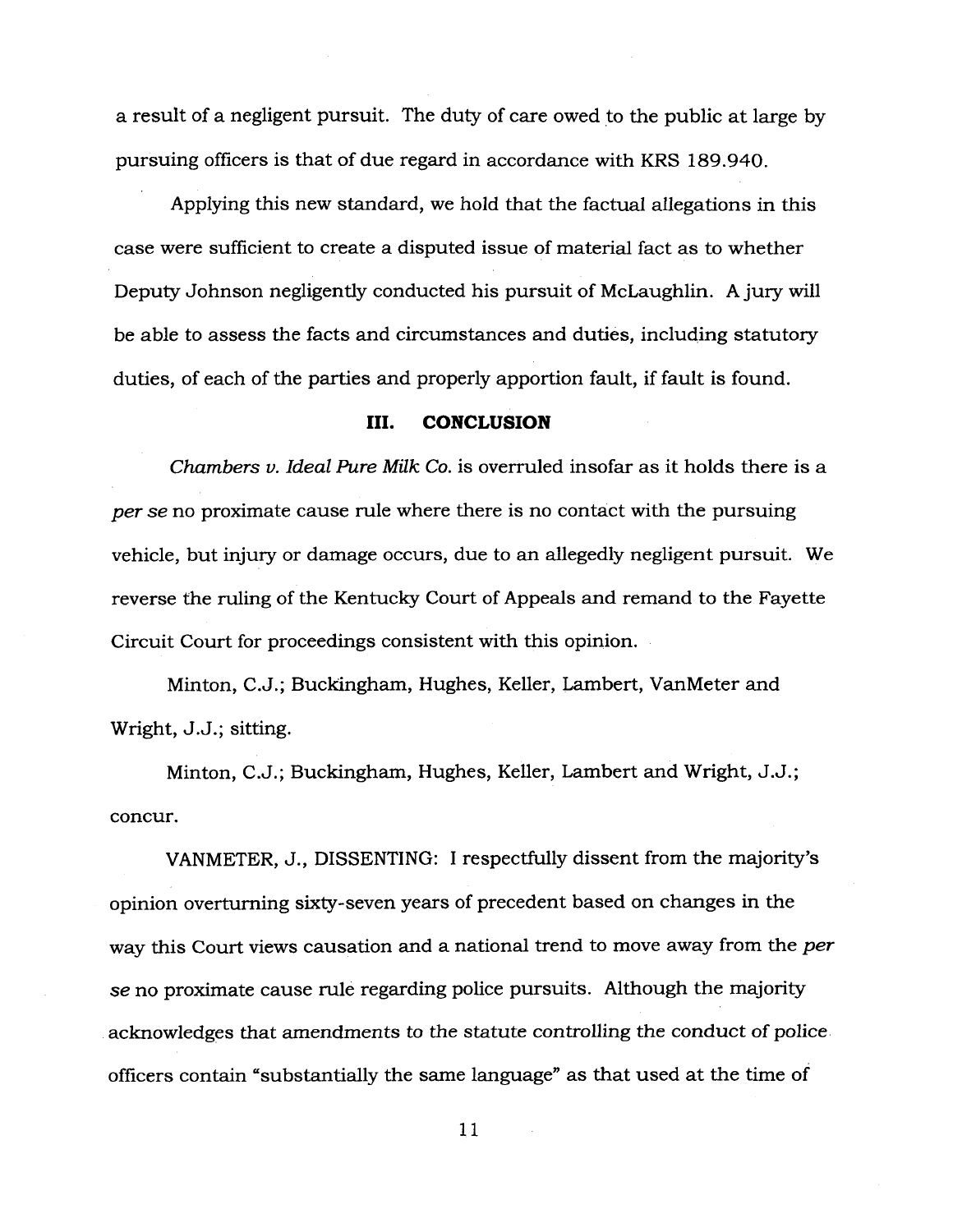a result of a negligent pursuit. The duty of care owed to the public at large by pursuing officers is that of due regard in accordance with KRS 189.940.

Applying this new standard, we hold that the factual allegations in this case were sufficient to create a disputed issue of material fact as to whether Deputy Johnson negligently conducted his pursuit of McLaughlin. A jury will be able to assess the facts and circumstances and duties, including statutory duties, of each of the parties and properly apportion fault, if fault is found.

## III. CONCLUSION

*Chambers v. Ideal Pure Milk Co.* is overruled insofar as it holds there is a *per se* no proximate cause rule where there is no contact with the pursuing vehicle, but injury or damage occurs, due to an allegedly negligent pursuit. We reverse the ruling of the Kentucky Court of Appeals and remand to the Fayette Circuit Court for proceedings consistent with this opinion.

Minton, C.J.; Buckingham, Hughes, Keller, Lambert, VanMeter and Wright, J.J.; sitting.

Minton, C.J.; Buckingham, Hughes, Keller, Lambert and Wright, J.J.; concur.

VANMETER, J., DISSENTING: I respectfully dissent from the majority's opinion overturning sixty-seven years of precedent based on changes in the way this Court views causation and a national trend to move away from the *per se* no proximate cause rule regarding police pursuits. Although the majority acknowledges that amendments to the statute controlling the conduct of police officers contain "substantially the same language" as that used at the time of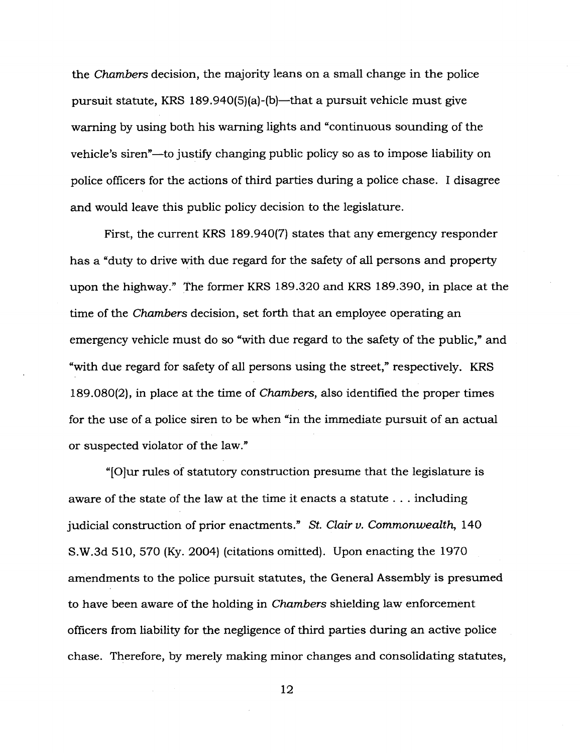the *Chambers* decision, the majority leans on a small change in the police pursuit statute, KRS 189.940(5)(a)-(b)—that a pursuit vehicle must give warning by using both his warning lights and "continuous sounding of the vehicle's siren"—to justify changing public policy so as to impose liability on police officers for the actions of third parties during a police chase. I disagree and would leave this public policy decision to the legislature.

First, the current KRS 189.940(7) states that any emergency responder has a "duty to drive with due regard for the safety of all persons and property upon the highway." The former KRS 189.320 and KRS 189.390, in place at the time of the *Chambers* decision, set forth that an employee operating an emergency vehicle must do so "with due regard to the safety of the public," and "with due regard for safety of all persons using the street," respectively. KRS 189.080(2), in place at the time of *Chambers*, also identified the proper times for the use of a police siren to be when "in the immediate pursuit of an actual or suspected violator of the law."

"[O]ur rules of statutory construction presume that the legislature is aware of the state of the law at the time it enacts a statute . . . including judicial construction of prior enactments." *St. Clair v. Commonwealth*, 140 S.W.3d 510, 570 (Ky. 2004) (citations omitted). Upon enacting the 1970 amendments to the police pursuit statutes, the General Assembly is presumed to have been aware of the holding in *Chambers* shielding law enforcement officers from liability for the negligence of third parties during an active police chase. Therefore, by merely making minor changes and consolidating statutes,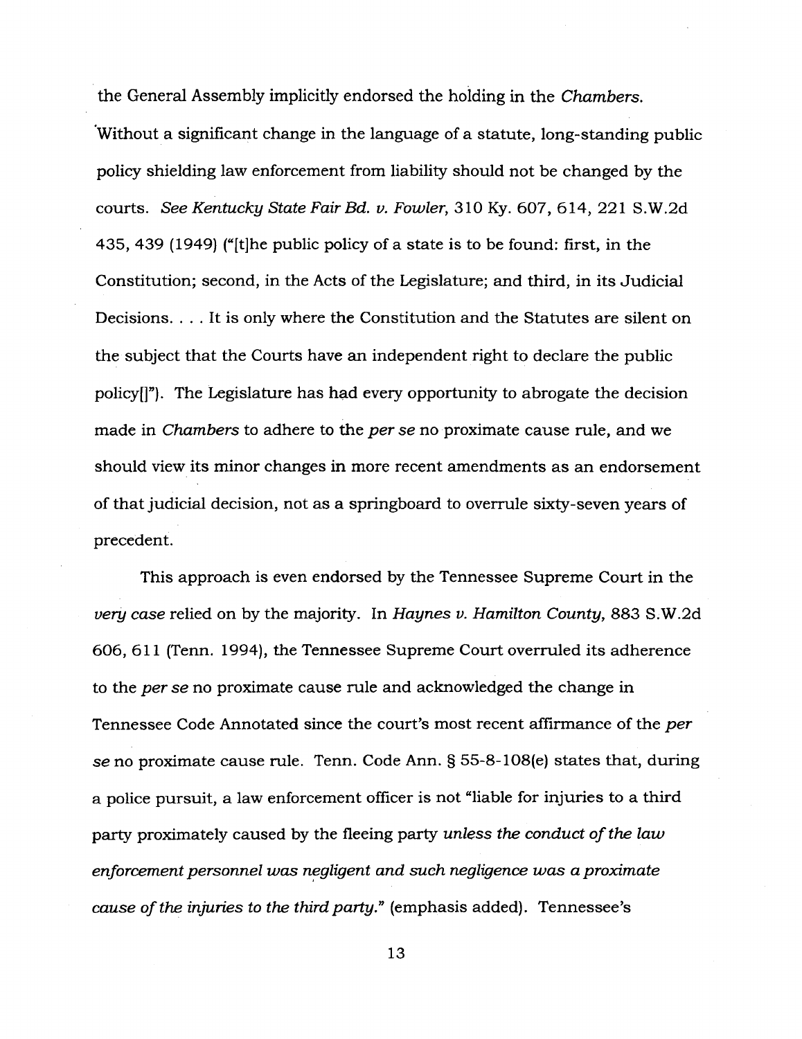the General Assembly implicitly endorsed the holding in the *Chambers*. Without a significant change in the language of a statute, long-standing public policy shielding law enforcement from liability should not be changed by the courts. *See Kentucky State Fair Bd. v. Fowler*, 310 Ky. 607, 614, 221 S.W.2d 435, 439 (1949) ("[t]he public policy of a state is to be found: first, in the Constitution; second, in the Acts of the Legislature; and third, in its Judicial Decisions. . . . It is only where the Constitution and the Statutes are silent on the subject that the Courts have an independent right to declare the public policy[]"). The Legislature has had every opportunity to abrogate the decision made in *Chambers* to adhere to the *per se* no proximate cause rule, and we should view its minor changes in more recent amendments as an endorsement of that judicial decision, not as a springboard to overrule sixty-seven years of precedent.

This approach is even endorsed by the Tennessee Supreme Court in the *very case* relied on by the majority. In *Haynes v. Hamilton County*, 883 S.W.2d 606, 611 (Tenn. 1994), the Tennessee Supreme Court overruled its adherence to the *per se* no proximate cause rule and acknowledged the change in Tennessee Code Annotated since the court's most recent affirmance of the *per se* no proximate cause rule. Tenn. Code Ann. § 55-8-108(e) states that, during a police pursuit, a law enforcement officer is not "liable for injuries to a third party proximately caused by the fleeing party *unless the conduct of the law enforcement personnel was negligent and such negligence was a proximate cause of the injuries to the third party.*" (emphasis added). Tennessee's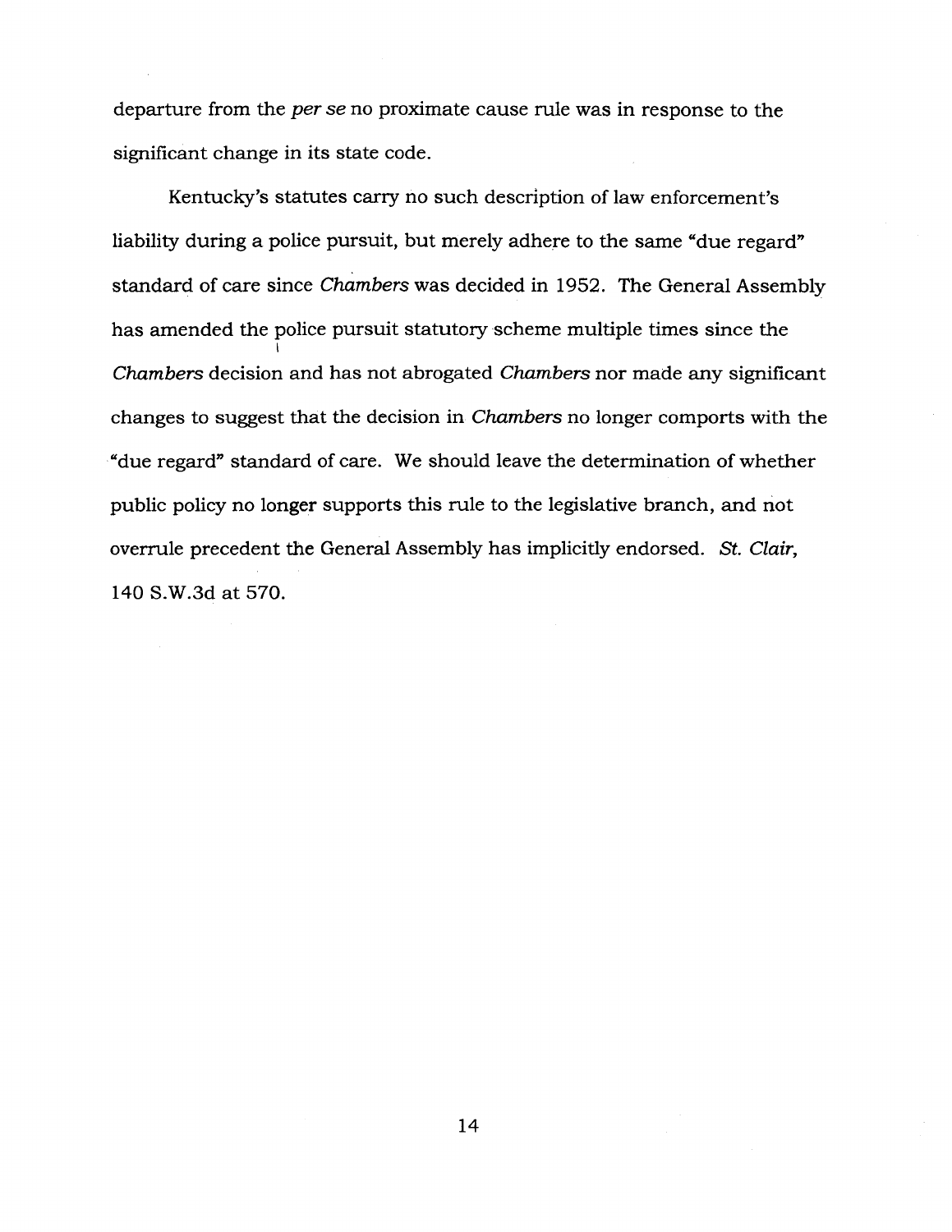departure from the *per se* no proximate cause rule was in response to the significant change in its state code.

Kentucky's statutes carry no such description of law enforcement's liability during a police pursuit, but merely adhere to the same "due regard" standard of care since *Chambers* was decided in 1952. The General Assembly has amended the police pursuit statutory scheme multiple times since the *Chambers* decision and has not abrogated *Chambers* nor made any significant changes to suggest that the decision in *Chambers* no longer comports with the "due regard" standard of care. We should leave the determination of whether public policy no longer supports this rule to the legislative branch, and not overrule precedent the General Assembly has implicitly endorsed. *St. Clair*, 140 S.W.3d at 570.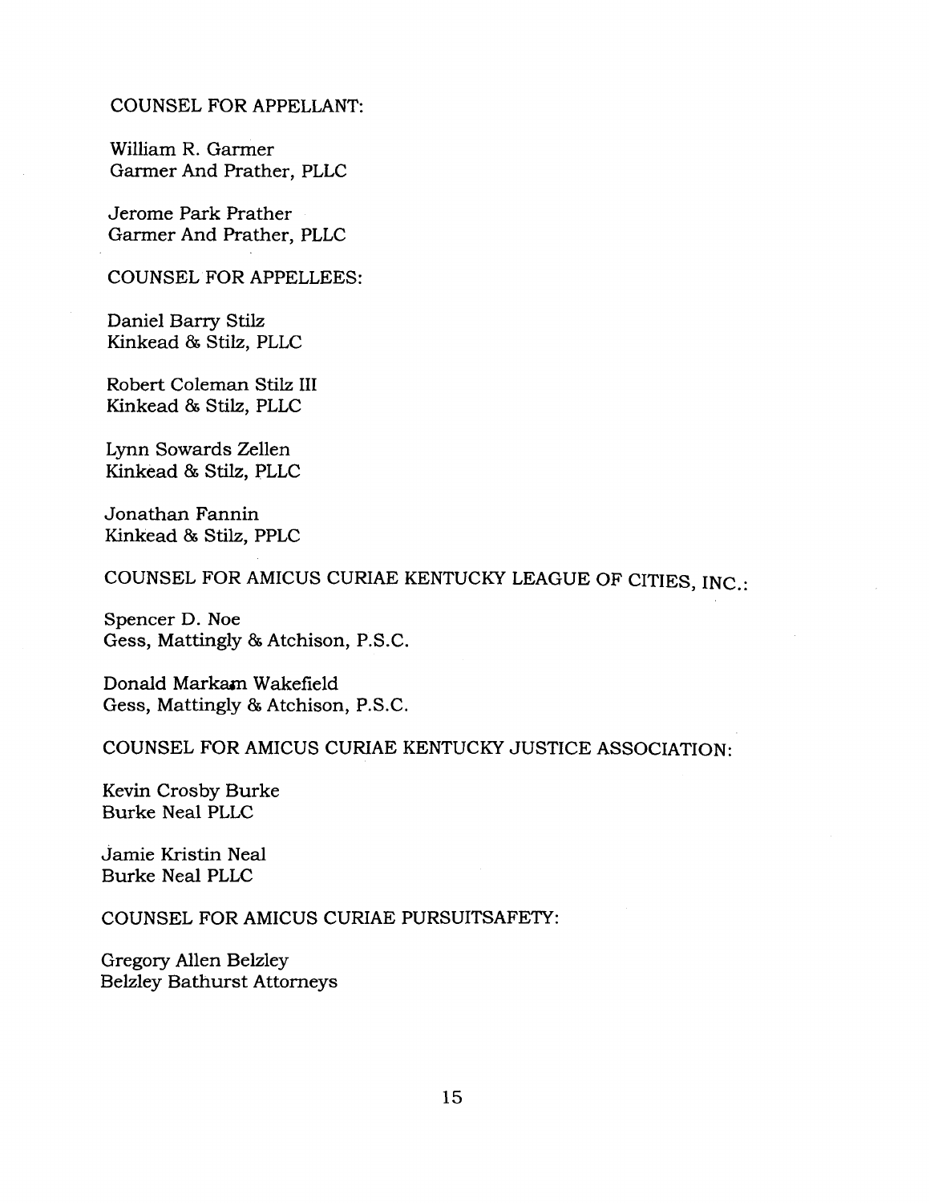COUNSEL FOR APPELLANT:

William R. Garmer
Garmer And Prather, PLLC

Jerome Park Prather
Garmer And Prather, PLLC

COUNSEL FOR APPELLEES:

Daniel Barry Stilz
Kinkead & Stilz, PLLC

Robert Coleman Stilz III
Kinkead & Stilz, PLLC

Lynn Sowards Zellen
Kinkead & Stilz, PLLC

Jonathan Fannin
Kinkead & Stilz, PPLC

COUNSEL FOR AMICUS CURIAE KENTUCKY LEAGUE OF CITIES, INC.:

Spencer D. Noe
Gess, Mattingly & Atchison, P.S.C.

Donald Markam Wakefield
Gess, Mattingly & Atchison, P.S.C.

COUNSEL FOR AMICUS CURIAE KENTUCKY JUSTICE ASSOCIATION:

Kevin Crosby Burke
Burke Neal PLLC

Jamie Kristin Neal
Burke Neal PLLC

COUNSEL FOR AMICUS CURIAE PURSUITSAFETY:

Gregory Allen Belzley
Belzley Bathurst Attorneys